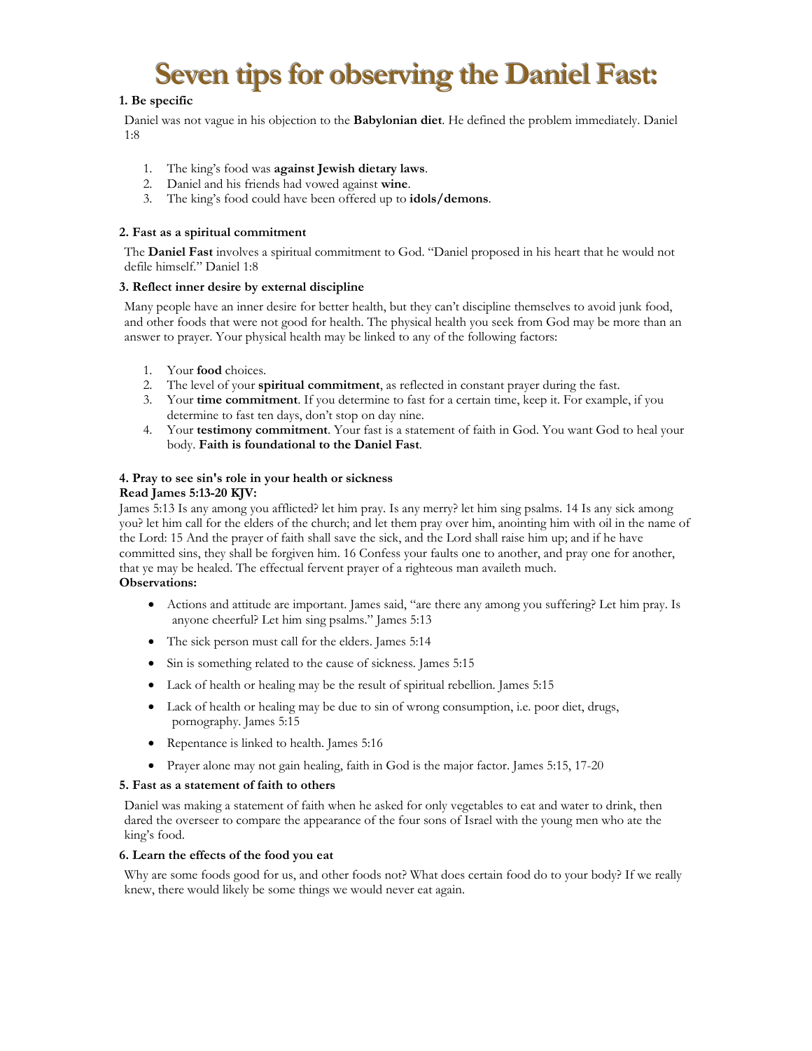# Seven tips for observing the Daniel Fast:

**1. Be specific**

Daniel was not vague in his objection to the **Babylonian diet**. He defined the problem immediately. Daniel 1:8

1. The king's food was **against Jewish dietary laws**.
2. Daniel and his friends had vowed against **wine**.
3. The king's food could have been offered up to **idols/demons**.

**2. Fast as a spiritual commitment**

The **Daniel Fast** involves a spiritual commitment to God. "Daniel proposed in his heart that he would not defile himself." Daniel 1:8

**3. Reflect inner desire by external discipline**

Many people have an inner desire for better health, but they can't discipline themselves to avoid junk food, and other foods that were not good for health. The physical health you seek from God may be more than an answer to prayer. Your physical health may be linked to any of the following factors:

1. Your **food** choices.
2. The level of your **spiritual commitment**, as reflected in constant prayer during the fast.
3. Your **time commitment**. If you determine to fast for a certain time, keep it. For example, if you determine to fast ten days, don't stop on day nine.
4. Your **testimony commitment**. Your fast is a statement of faith in God. You want God to heal your body. **Faith is foundational to the Daniel Fast**.

**4. Pray to see sin's role in your health or sickness**
**Read James 5:13-20 KJV:**

James 5:13 Is any among you afflicted? let him pray. Is any merry? let him sing psalms. 14 Is any sick among you? let him call for the elders of the church; and let them pray over him, anointing him with oil in the name of the Lord: 15 And the prayer of faith shall save the sick, and the Lord shall raise him up; and if he have committed sins, they shall be forgiven him. 16 Confess your faults one to another, and pray one for another, that ye may be healed. The effectual fervent prayer of a righteous man availeth much.

**Observations:**

- Actions and attitude are important. James said, "are there any among you suffering? Let him pray. Is anyone cheerful? Let him sing psalms." James 5:13
- The sick person must call for the elders. James 5:14
- Sin is something related to the cause of sickness. James 5:15
- Lack of health or healing may be the result of spiritual rebellion. James 5:15
- Lack of health or healing may be due to sin of wrong consumption, i.e. poor diet, drugs, pornography. James 5:15
- Repentance is linked to health. James 5:16
- Prayer alone may not gain healing, faith in God is the major factor. James 5:15, 17-20

**5. Fast as a statement of faith to others**

Daniel was making a statement of faith when he asked for only vegetables to eat and water to drink, then dared the overseer to compare the appearance of the four sons of Israel with the young men who ate the king's food.

**6. Learn the effects of the food you eat**

Why are some foods good for us, and other foods not? What does certain food do to your body? If we really knew, there would likely be some things we would never eat again.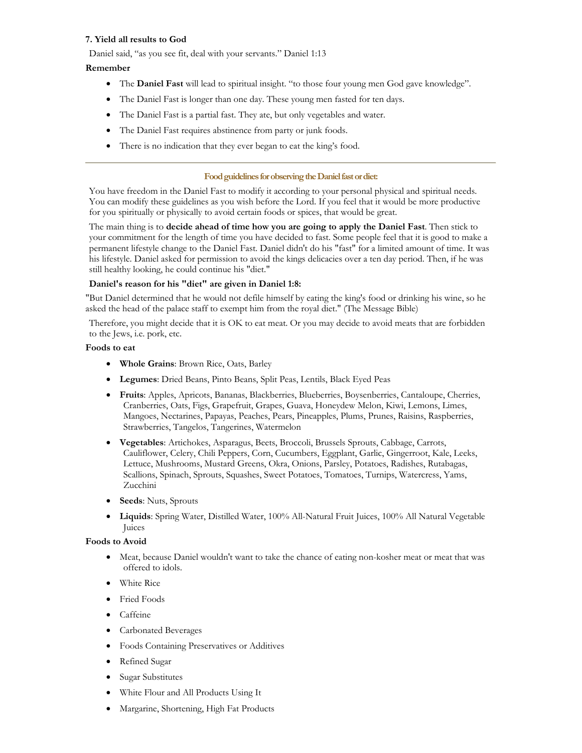**7. Yield all results to God**

Daniel said, "as you see fit, deal with your servants." Daniel 1:13

**Remember**

- The **Daniel Fast** will lead to spiritual insight. "to those four young men God gave knowledge".
- The Daniel Fast is longer than one day. These young men fasted for ten days.
- The Daniel Fast is a partial fast. They ate, but only vegetables and water.
- The Daniel Fast requires abstinence from party or junk foods.
- There is no indication that they ever began to eat the king's food.

---

**Food guidelines for observing the Daniel fast or diet:**

You have freedom in the Daniel Fast to modify it according to your personal physical and spiritual needs. You can modify these guidelines as you wish before the Lord. If you feel that it would be more productive for you spiritually or physically to avoid certain foods or spices, that would be great.

The main thing is to **decide ahead of time how you are going to apply the Daniel Fast**. Then stick to your commitment for the length of time you have decided to fast. Some people feel that it is good to make a permanent lifestyle change to the Daniel Fast. Daniel didn't do his "fast" for a limited amount of time. It was his lifestyle. Daniel asked for permission to avoid the kings delicacies over a ten day period. Then, if he was still healthy looking, he could continue his "diet."

**Daniel's reason for his "diet" are given in Daniel 1:8:**

"But Daniel determined that he would not defile himself by eating the king's food or drinking his wine, so he asked the head of the palace staff to exempt him from the royal diet." (The Message Bible)

Therefore, you might decide that it is OK to eat meat. Or you may decide to avoid meats that are forbidden to the Jews, i.e. pork, etc.

**Foods to eat**

- **Whole Grains**: Brown Rice, Oats, Barley
- **Legumes**: Dried Beans, Pinto Beans, Split Peas, Lentils, Black Eyed Peas
- **Fruits**: Apples, Apricots, Bananas, Blackberries, Blueberries, Boysenberries, Cantaloupe, Cherries, Cranberries, Oats, Figs, Grapefruit, Grapes, Guava, Honeydew Melon, Kiwi, Lemons, Limes, Mangoes, Nectarines, Papayas, Peaches, Pears, Pineapples, Plums, Prunes, Raisins, Raspberries, Strawberries, Tangelos, Tangerines, Watermelon
- **Vegetables**: Artichokes, Asparagus, Beets, Broccoli, Brussels Sprouts, Cabbage, Carrots, Cauliflower, Celery, Chili Peppers, Corn, Cucumbers, Eggplant, Garlic, Gingerroot, Kale, Leeks, Lettuce, Mushrooms, Mustard Greens, Okra, Onions, Parsley, Potatoes, Radishes, Rutabagas, Scallions, Spinach, Sprouts, Squashes, Sweet Potatoes, Tomatoes, Turnips, Watercress, Yams, Zucchini
- **Seeds**: Nuts, Sprouts
- **Liquids**: Spring Water, Distilled Water, 100% All-Natural Fruit Juices, 100% All Natural Vegetable Juices

**Foods to Avoid**

- Meat, because Daniel wouldn't want to take the chance of eating non-kosher meat or meat that was offered to idols.
- White Rice
- Fried Foods
- Caffeine
- Carbonated Beverages
- Foods Containing Preservatives or Additives
- Refined Sugar
- Sugar Substitutes
- White Flour and All Products Using It
- Margarine, Shortening, High Fat Products